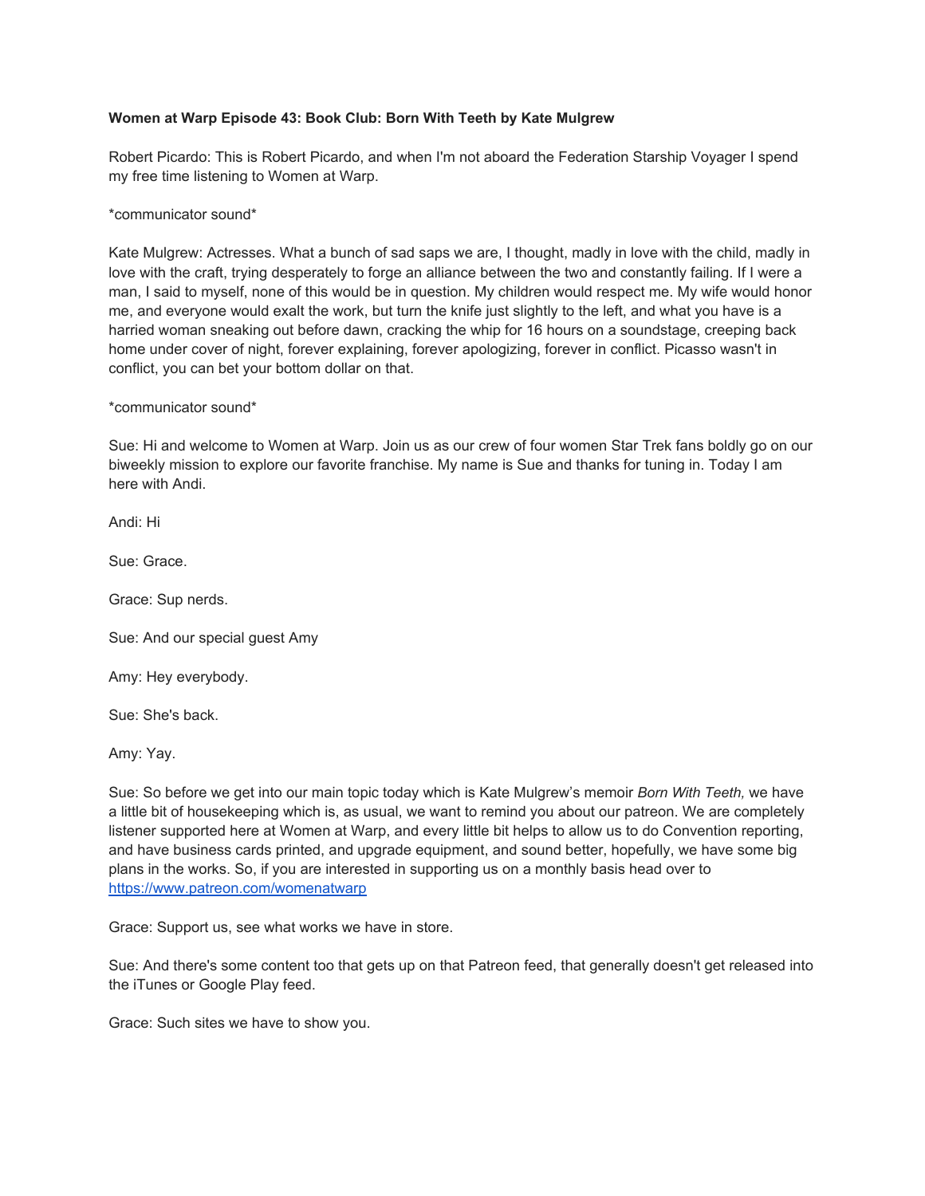**Women at Warp Episode 43: Book Club: Born With Teeth by Kate Mulgrew**

Robert Picardo: This is Robert Picardo, and when I'm not aboard the Federation Starship Voyager I spend my free time listening to Women at Warp.

*communicator sound*

Kate Mulgrew: Actresses. What a bunch of sad saps we are, I thought, madly in love with the child, madly in love with the craft, trying desperately to forge an alliance between the two and constantly failing. If I were a man, I said to myself, none of this would be in question. My children would respect me. My wife would honor me, and everyone would exalt the work, but turn the knife just slightly to the left, and what you have is a harried woman sneaking out before dawn, cracking the whip for 16 hours on a soundstage, creeping back home under cover of night, forever explaining, forever apologizing, forever in conflict. Picasso wasn't in conflict, you can bet your bottom dollar on that.

*communicator sound*

Sue: Hi and welcome to Women at Warp. Join us as our crew of four women Star Trek fans boldly go on our biweekly mission to explore our favorite franchise. My name is Sue and thanks for tuning in. Today I am here with Andi.

Andi: Hi

Sue: Grace.

Grace: Sup nerds.

Sue: And our special guest Amy

Amy: Hey everybody.

Sue: She's back.

Amy: Yay.

Sue: So before we get into our main topic today which is Kate Mulgrew's memoir *Born With Teeth,* we have a little bit of housekeeping which is, as usual, we want to remind you about our patreon. We are completely listener supported here at Women at Warp, and every little bit helps to allow us to do Convention reporting, and have business cards printed, and upgrade equipment, and sound better, hopefully, we have some big plans in the works. So, if you are interested in supporting us on a monthly basis head over to [https://www.patreon.com/womenatwarp](https://www.patreon.com/womenatwarp)

Grace: Support us, see what works we have in store.

Sue: And there's some content too that gets up on that Patreon feed, that generally doesn't get released into the iTunes or Google Play feed.

Grace: Such sites we have to show you.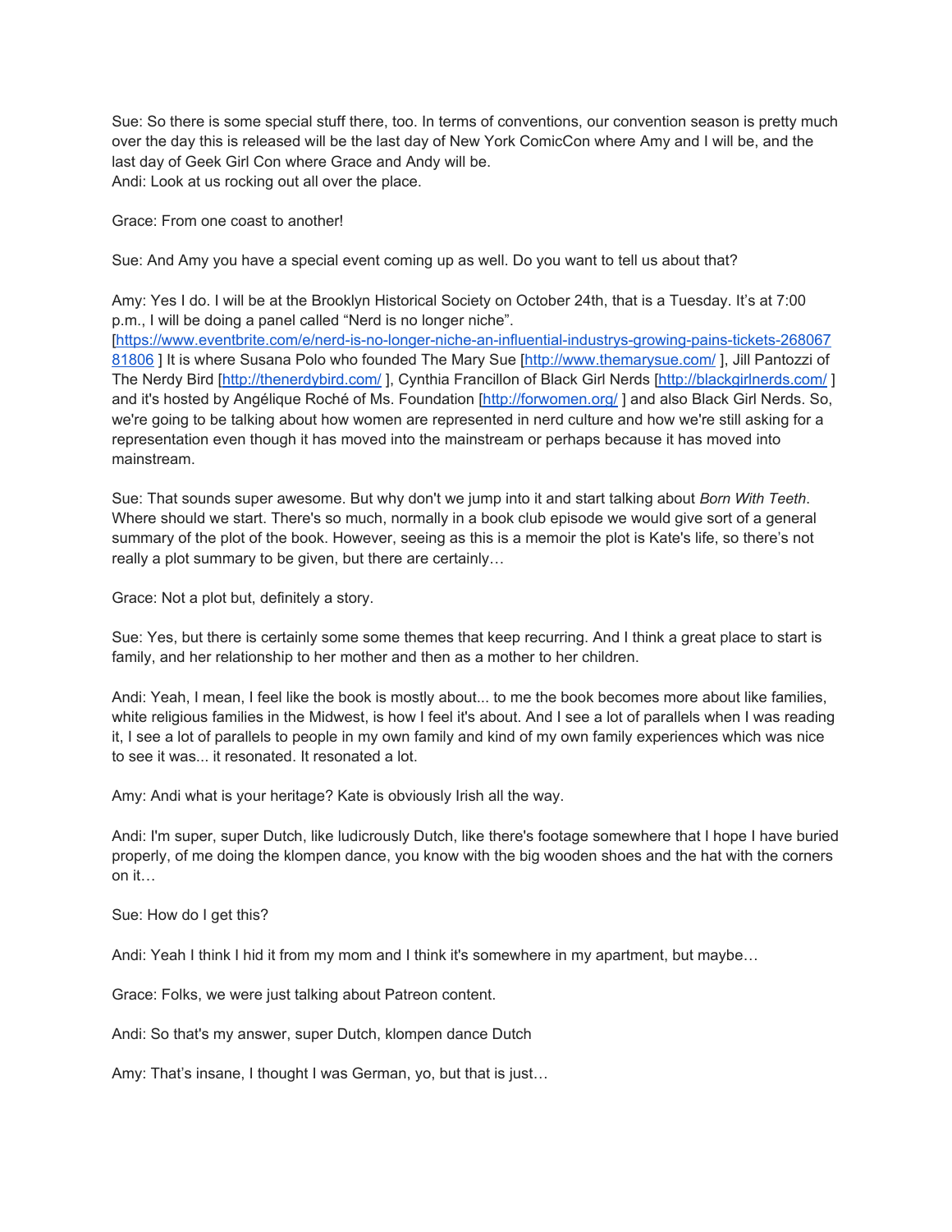Sue: So there is some special stuff there, too. In terms of conventions, our convention season is pretty much over the day this is released will be the last day of New York ComicCon where Amy and I will be, and the last day of Geek Girl Con where Grace and Andy will be.
Andi: Look at us rocking out all over the place.

Grace: From one coast to another!

Sue: And Amy you have a special event coming up as well. Do you want to tell us about that?

Amy: Yes I do. I will be at the Brooklyn Historical Society on October 24th, that is a Tuesday. It's at 7:00 p.m., I will be doing a panel called "Nerd is no longer niche". [https://www.eventbrite.com/e/nerd-is-no-longer-niche-an-influential-industrys-growing-pains-tickets-26806781806 ] It is where Susana Polo who founded The Mary Sue [http://www.themarysue.com/ ], Jill Pantozzi of The Nerdy Bird [http://thenerdybird.com/ ], Cynthia Francillon of Black Girl Nerds [http://blackgirlnerds.com/ ] and it's hosted by Angélique Roché of Ms. Foundation [http://forwomen.org/ ] and also Black Girl Nerds. So, we're going to be talking about how women are represented in nerd culture and how we're still asking for a representation even though it has moved into the mainstream or perhaps because it has moved into mainstream.

Sue: That sounds super awesome. But why don't we jump into it and start talking about *Born With Teeth*. Where should we start. There's so much, normally in a book club episode we would give sort of a general summary of the plot of the book. However, seeing as this is a memoir the plot is Kate's life, so there's not really a plot summary to be given, but there are certainly…

Grace: Not a plot but, definitely a story.

Sue: Yes, but there is certainly some some themes that keep recurring. And I think a great place to start is family, and her relationship to her mother and then as a mother to her children.

Andi: Yeah, I mean, I feel like the book is mostly about... to me the book becomes more about like families, white religious families in the Midwest, is how I feel it's about. And I see a lot of parallels when I was reading it, I see a lot of parallels to people in my own family and kind of my own family experiences which was nice to see it was... it resonated. It resonated a lot.

Amy: Andi what is your heritage? Kate is obviously Irish all the way.

Andi: I'm super, super Dutch, like ludicrously Dutch, like there's footage somewhere that I hope I have buried properly, of me doing the klompen dance, you know with the big wooden shoes and the hat with the corners on it…

Sue: How do I get this?

Andi: Yeah I think I hid it from my mom and I think it's somewhere in my apartment, but maybe…

Grace: Folks, we were just talking about Patreon content.

Andi: So that's my answer, super Dutch, klompen dance Dutch

Amy: That's insane, I thought I was German, yo, but that is just…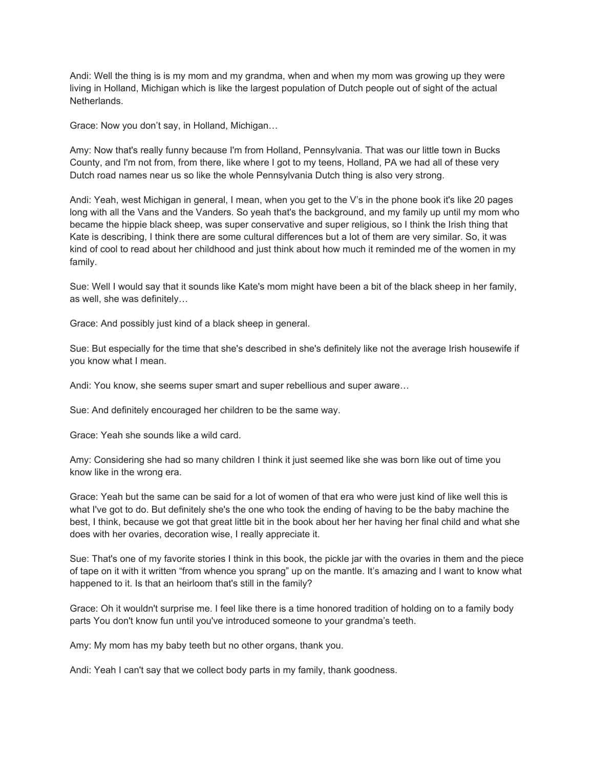Andi: Well the thing is is my mom and my grandma, when and when my mom was growing up they were living in Holland, Michigan which is like the largest population of Dutch people out of sight of the actual Netherlands.

Grace: Now you don't say, in Holland, Michigan…

Amy: Now that's really funny because I'm from Holland, Pennsylvania. That was our little town in Bucks County, and I'm not from, from there, like where I got to my teens, Holland, PA we had all of these very Dutch road names near us so like the whole Pennsylvania Dutch thing is also very strong.

Andi: Yeah, west Michigan in general, I mean, when you get to the V's in the phone book it's like 20 pages long with all the Vans and the Vanders. So yeah that's the background, and my family up until my mom who became the hippie black sheep, was super conservative and super religious, so I think the Irish thing that Kate is describing, I think there are some cultural differences but a lot of them are very similar. So, it was kind of cool to read about her childhood and just think about how much it reminded me of the women in my family.

Sue: Well I would say that it sounds like Kate's mom might have been a bit of the black sheep in her family, as well, she was definitely…

Grace: And possibly just kind of a black sheep in general.

Sue: But especially for the time that she's described in she's definitely like not the average Irish housewife if you know what I mean.

Andi: You know, she seems super smart and super rebellious and super aware…

Sue: And definitely encouraged her children to be the same way.

Grace: Yeah she sounds like a wild card.

Amy: Considering she had so many children I think it just seemed like she was born like out of time you know like in the wrong era.

Grace: Yeah but the same can be said for a lot of women of that era who were just kind of like well this is what I've got to do. But definitely she's the one who took the ending of having to be the baby machine the best, I think, because we got that great little bit in the book about her her having her final child and what she does with her ovaries, decoration wise, I really appreciate it.

Sue: That's one of my favorite stories I think in this book, the pickle jar with the ovaries in them and the piece of tape on it with it written "from whence you sprang" up on the mantle. It's amazing and I want to know what happened to it. Is that an heirloom that's still in the family?

Grace: Oh it wouldn't surprise me. I feel like there is a time honored tradition of holding on to a family body parts You don't know fun until you've introduced someone to your grandma's teeth.

Amy: My mom has my baby teeth but no other organs, thank you.

Andi: Yeah I can't say that we collect body parts in my family, thank goodness.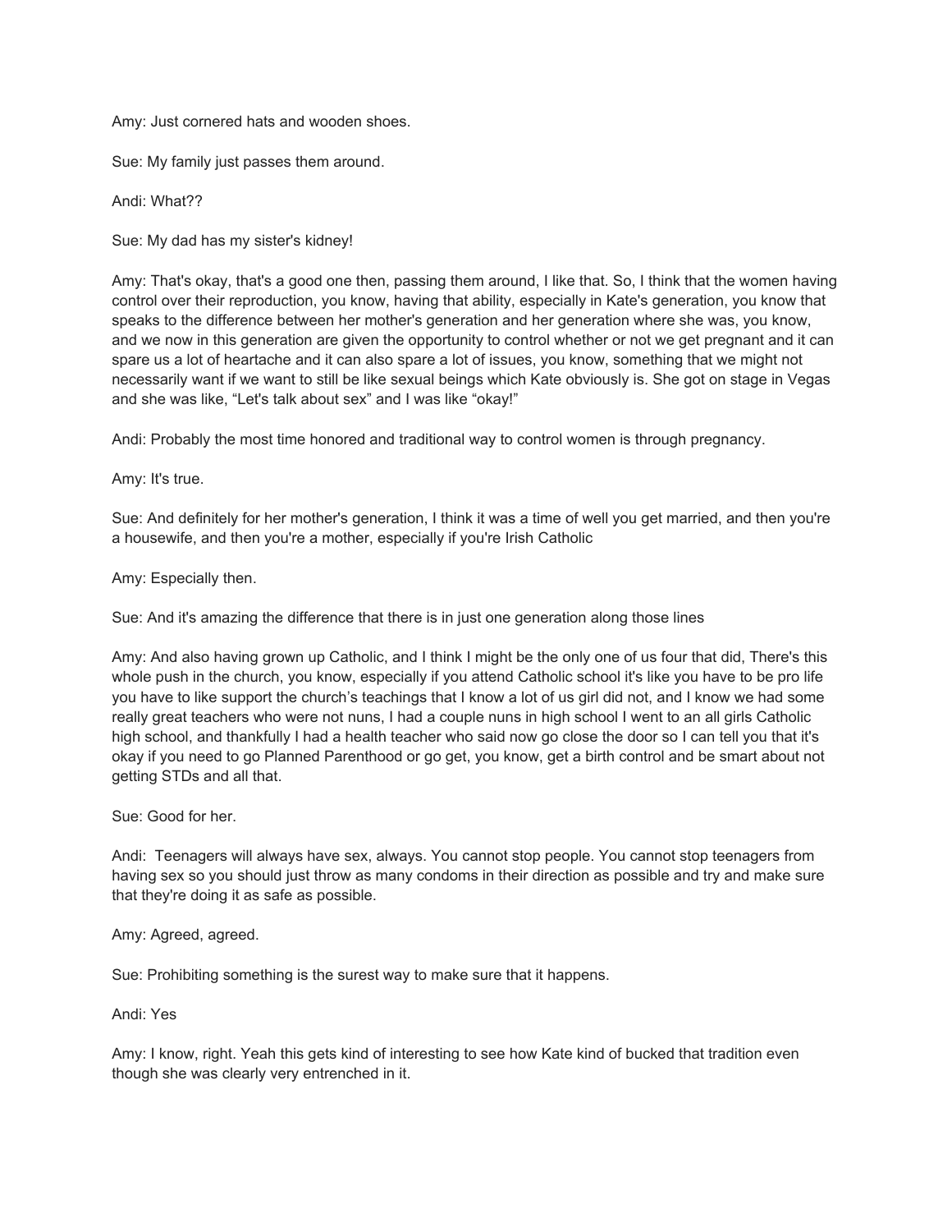Amy: Just cornered hats and wooden shoes.

Sue: My family just passes them around.

Andi: What??

Sue: My dad has my sister's kidney!

Amy: That's okay, that's a good one then, passing them around, I like that. So, I think that the women having control over their reproduction, you know, having that ability, especially in Kate's generation, you know that speaks to the difference between her mother's generation and her generation where she was, you know, and we now in this generation are given the opportunity to control whether or not we get pregnant and it can spare us a lot of heartache and it can also spare a lot of issues, you know, something that we might not necessarily want if we want to still be like sexual beings which Kate obviously is. She got on stage in Vegas and she was like, “Let's talk about sex” and I was like “okay!”

Andi: Probably the most time honored and traditional way to control women is through pregnancy.

Amy: It's true.

Sue: And definitely for her mother's generation, I think it was a time of well you get married, and then you're a housewife, and then you're a mother, especially if you're Irish Catholic

Amy: Especially then.

Sue: And it's amazing the difference that there is in just one generation along those lines

Amy: And also having grown up Catholic, and I think I might be the only one of us four that did, There's this whole push in the church, you know, especially if you attend Catholic school it's like you have to be pro life you have to like support the church’s teachings that I know a lot of us girl did not, and I know we had some really great teachers who were not nuns, I had a couple nuns in high school I went to an all girls Catholic high school, and thankfully I had a health teacher who said now go close the door so I can tell you that it's okay if you need to go Planned Parenthood or go get, you know, get a birth control and be smart about not getting STDs and all that.

Sue: Good for her.

Andi: Teenagers will always have sex, always. You cannot stop people. You cannot stop teenagers from having sex so you should just throw as many condoms in their direction as possible and try and make sure that they're doing it as safe as possible.

Amy: Agreed, agreed.

Sue: Prohibiting something is the surest way to make sure that it happens.

Andi: Yes

Amy: I know, right. Yeah this gets kind of interesting to see how Kate kind of bucked that tradition even though she was clearly very entrenched in it.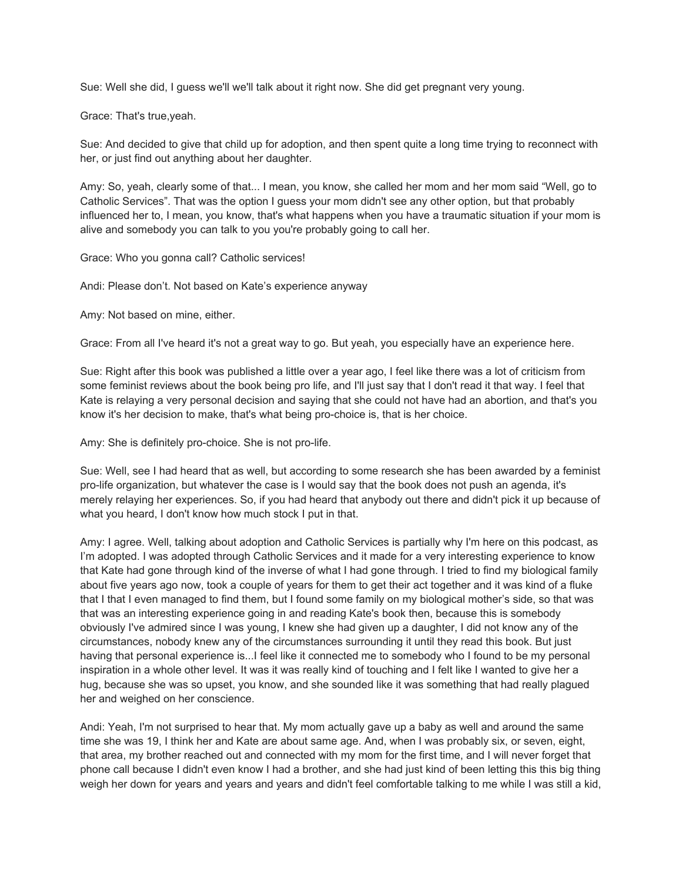Sue: Well she did, I guess we'll we'll talk about it right now. She did get pregnant very young.

Grace: That's true,yeah.

Sue: And decided to give that child up for adoption, and then spent quite a long time trying to reconnect with her, or just find out anything about her daughter.

Amy: So, yeah, clearly some of that... I mean, you know, she called her mom and her mom said "Well, go to Catholic Services". That was the option I guess your mom didn't see any other option, but that probably influenced her to, I mean, you know, that's what happens when you have a traumatic situation if your mom is alive and somebody you can talk to you you're probably going to call her.

Grace: Who you gonna call? Catholic services!

Andi: Please don't. Not based on Kate's experience anyway

Amy: Not based on mine, either.

Grace: From all I've heard it's not a great way to go. But yeah, you especially have an experience here.

Sue: Right after this book was published a little over a year ago, I feel like there was a lot of criticism from some feminist reviews about the book being pro life, and I'll just say that I don't read it that way. I feel that Kate is relaying a very personal decision and saying that she could not have had an abortion, and that's you know it's her decision to make, that's what being pro-choice is, that is her choice.

Amy: She is definitely pro-choice. She is not pro-life.

Sue: Well, see I had heard that as well, but according to some research she has been awarded by a feminist pro-life organization, but whatever the case is I would say that the book does not push an agenda, it's merely relaying her experiences. So, if you had heard that anybody out there and didn't pick it up because of what you heard, I don't know how much stock I put in that.

Amy: I agree. Well, talking about adoption and Catholic Services is partially why I'm here on this podcast, as I'm adopted. I was adopted through Catholic Services and it made for a very interesting experience to know that Kate had gone through kind of the inverse of what I had gone through. I tried to find my biological family about five years ago now, took a couple of years for them to get their act together and it was kind of a fluke that I that I even managed to find them, but I found some family on my biological mother's side, so that was that was an interesting experience going in and reading Kate's book then, because this is somebody obviously I've admired since I was young, I knew she had given up a daughter, I did not know any of the circumstances, nobody knew any of the circumstances surrounding it until they read this book. But just having that personal experience is...I feel like it connected me to somebody who I found to be my personal inspiration in a whole other level. It was it was really kind of touching and I felt like I wanted to give her a hug, because she was so upset, you know, and she sounded like it was something that had really plagued her and weighed on her conscience.

Andi: Yeah, I'm not surprised to hear that. My mom actually gave up a baby as well and around the same time she was 19, I think her and Kate are about same age. And, when I was probably six, or seven, eight, that area, my brother reached out and connected with my mom for the first time, and I will never forget that phone call because I didn't even know I had a brother, and she had just kind of been letting this this big thing weigh her down for years and years and years and didn't feel comfortable talking to me while I was still a kid,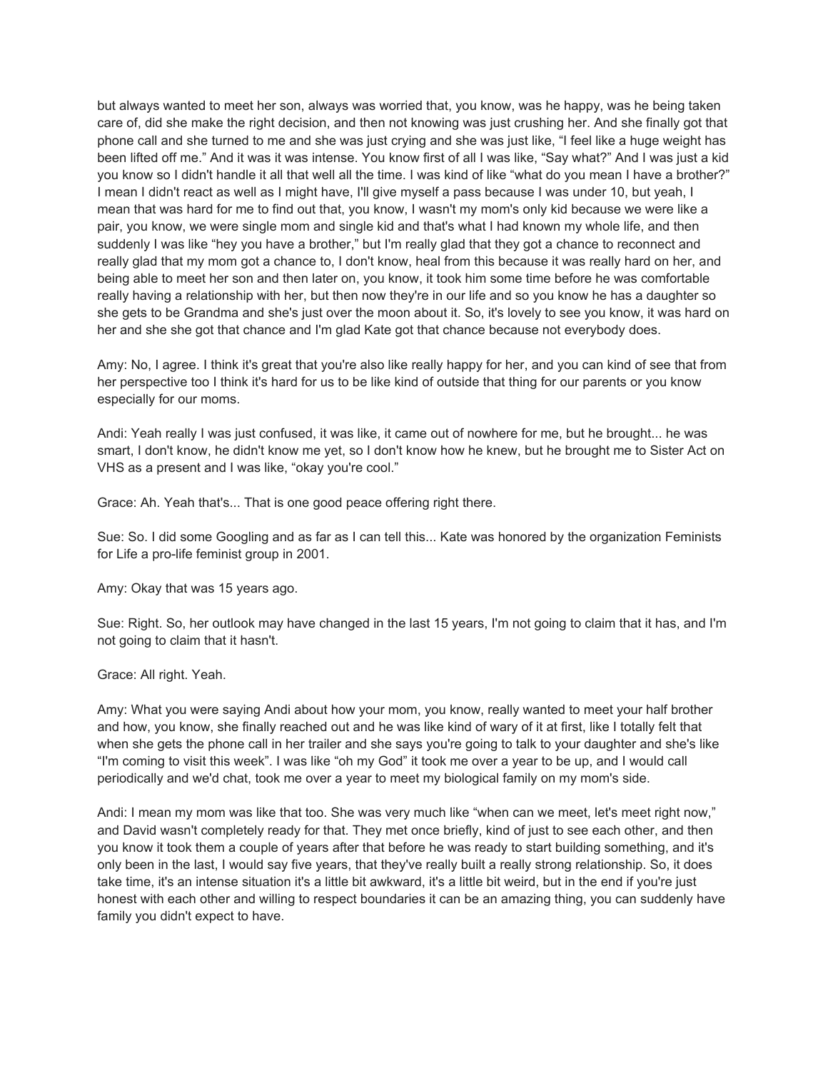but always wanted to meet her son, always was worried that, you know, was he happy, was he being taken care of, did she make the right decision, and then not knowing was just crushing her. And she finally got that phone call and she turned to me and she was just crying and she was just like, "I feel like a huge weight has been lifted off me." And it was it was intense. You know first of all I was like, "Say what?" And I was just a kid you know so I didn't handle it all that well all the time. I was kind of like "what do you mean I have a brother?" I mean I didn't react as well as I might have, I'll give myself a pass because I was under 10, but yeah, I mean that was hard for me to find out that, you know, I wasn't my mom's only kid because we were like a pair, you know, we were single mom and single kid and that's what I had known my whole life, and then suddenly I was like "hey you have a brother," but I'm really glad that they got a chance to reconnect and really glad that my mom got a chance to, I don't know, heal from this because it was really hard on her, and being able to meet her son and then later on, you know, it took him some time before he was comfortable really having a relationship with her, but then now they're in our life and so you know he has a daughter so she gets to be Grandma and she's just over the moon about it. So, it's lovely to see you know, it was hard on her and she she got that chance and I'm glad Kate got that chance because not everybody does.

Amy: No, I agree. I think it's great that you're also like really happy for her, and you can kind of see that from her perspective too I think it's hard for us to be like kind of outside that thing for our parents or you know especially for our moms.

Andi: Yeah really I was just confused, it was like, it came out of nowhere for me, but he brought... he was smart, I don't know, he didn't know me yet, so I don't know how he knew, but he brought me to Sister Act on VHS as a present and I was like, "okay you're cool."

Grace: Ah. Yeah that's... That is one good peace offering right there.

Sue: So. I did some Googling and as far as I can tell this... Kate was honored by the organization Feminists for Life a pro-life feminist group in 2001.

Amy: Okay that was 15 years ago.

Sue: Right. So, her outlook may have changed in the last 15 years, I'm not going to claim that it has, and I'm not going to claim that it hasn't.

Grace: All right. Yeah.

Amy: What you were saying Andi about how your mom, you know, really wanted to meet your half brother and how, you know, she finally reached out and he was like kind of wary of it at first, like I totally felt that when she gets the phone call in her trailer and she says you're going to talk to your daughter and she's like "I'm coming to visit this week". I was like "oh my God" it took me over a year to be up, and I would call periodically and we'd chat, took me over a year to meet my biological family on my mom's side.

Andi: I mean my mom was like that too. She was very much like "when can we meet, let's meet right now," and David wasn't completely ready for that. They met once briefly, kind of just to see each other, and then you know it took them a couple of years after that before he was ready to start building something, and it's only been in the last, I would say five years, that they've really built a really strong relationship. So, it does take time, it's an intense situation it's a little bit awkward, it's a little bit weird, but in the end if you're just honest with each other and willing to respect boundaries it can be an amazing thing, you can suddenly have family you didn't expect to have.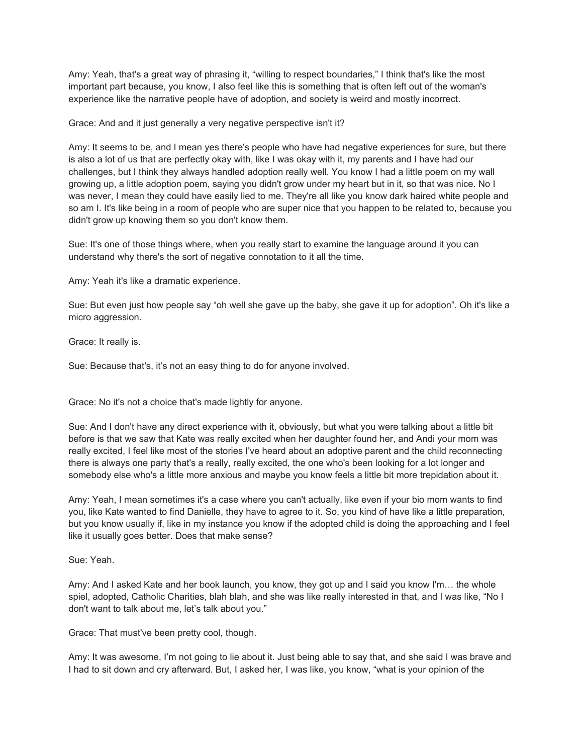Amy: Yeah, that's a great way of phrasing it, "willing to respect boundaries," I think that's like the most important part because, you know, I also feel like this is something that is often left out of the woman's experience like the narrative people have of adoption, and society is weird and mostly incorrect.

Grace: And and it just generally a very negative perspective isn't it?

Amy: It seems to be, and I mean yes there's people who have had negative experiences for sure, but there is also a lot of us that are perfectly okay with, like I was okay with it, my parents and I have had our challenges, but I think they always handled adoption really well. You know I had a little poem on my wall growing up, a little adoption poem, saying you didn't grow under my heart but in it, so that was nice. No I was never, I mean they could have easily lied to me. They're all like you know dark haired white people and so am I. It's like being in a room of people who are super nice that you happen to be related to, because you didn't grow up knowing them so you don't know them.

Sue: It's one of those things where, when you really start to examine the language around it you can understand why there's the sort of negative connotation to it all the time.

Amy: Yeah it's like a dramatic experience.

Sue: But even just how people say "oh well she gave up the baby, she gave it up for adoption". Oh it's like a micro aggression.

Grace: It really is.

Sue: Because that's, it's not an easy thing to do for anyone involved.

Grace: No it's not a choice that's made lightly for anyone.

Sue: And I don't have any direct experience with it, obviously, but what you were talking about a little bit before is that we saw that Kate was really excited when her daughter found her, and Andi your mom was really excited, I feel like most of the stories I've heard about an adoptive parent and the child reconnecting there is always one party that's a really, really excited, the one who's been looking for a lot longer and somebody else who's a little more anxious and maybe you know feels a little bit more trepidation about it.

Amy: Yeah, I mean sometimes it's a case where you can't actually, like even if your bio mom wants to find you, like Kate wanted to find Danielle, they have to agree to it. So, you kind of have like a little preparation, but you know usually if, like in my instance you know if the adopted child is doing the approaching and I feel like it usually goes better. Does that make sense?

Sue: Yeah.

Amy: And I asked Kate and her book launch, you know, they got up and I said you know I'm… the whole spiel, adopted, Catholic Charities, blah blah, and she was like really interested in that, and I was like, "No I don't want to talk about me, let's talk about you."

Grace: That must've been pretty cool, though.

Amy: It was awesome, I'm not going to lie about it. Just being able to say that, and she said I was brave and I had to sit down and cry afterward. But, I asked her, I was like, you know, "what is your opinion of the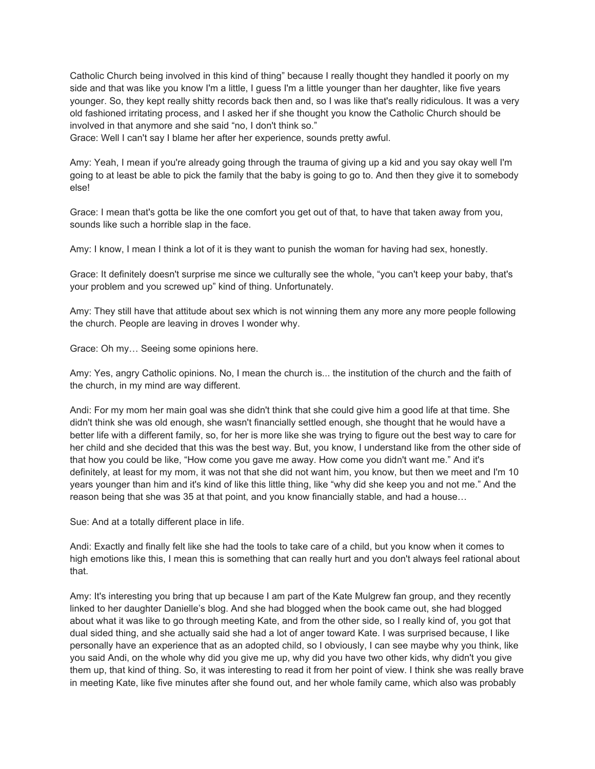Catholic Church being involved in this kind of thing" because I really thought they handled it poorly on my side and that was like you know I'm a little, I guess I'm a little younger than her daughter, like five years younger. So, they kept really shitty records back then and, so I was like that's really ridiculous. It was a very old fashioned irritating process, and I asked her if she thought you know the Catholic Church should be involved in that anymore and she said "no, I don't think so."
Grace: Well I can't say I blame her after her experience, sounds pretty awful.

Amy: Yeah, I mean if you're already going through the trauma of giving up a kid and you say okay well I'm going to at least be able to pick the family that the baby is going to go to. And then they give it to somebody else!

Grace: I mean that's gotta be like the one comfort you get out of that, to have that taken away from you, sounds like such a horrible slap in the face.

Amy: I know, I mean I think a lot of it is they want to punish the woman for having had sex, honestly.

Grace: It definitely doesn't surprise me since we culturally see the whole, "you can't keep your baby, that's your problem and you screwed up" kind of thing. Unfortunately.

Amy: They still have that attitude about sex which is not winning them any more any more people following the church. People are leaving in droves I wonder why.

Grace: Oh my… Seeing some opinions here.

Amy: Yes, angry Catholic opinions. No, I mean the church is... the institution of the church and the faith of the church, in my mind are way different.

Andi: For my mom her main goal was she didn't think that she could give him a good life at that time. She didn't think she was old enough, she wasn't financially settled enough, she thought that he would have a better life with a different family, so, for her is more like she was trying to figure out the best way to care for her child and she decided that this was the best way. But, you know, I understand like from the other side of that how you could be like, "How come you gave me away. How come you didn't want me." And it's definitely, at least for my mom, it was not that she did not want him, you know, but then we meet and I'm 10 years younger than him and it's kind of like this little thing, like "why did she keep you and not me." And the reason being that she was 35 at that point, and you know financially stable, and had a house…

Sue: And at a totally different place in life.

Andi: Exactly and finally felt like she had the tools to take care of a child, but you know when it comes to high emotions like this, I mean this is something that can really hurt and you don't always feel rational about that.

Amy: It's interesting you bring that up because I am part of the Kate Mulgrew fan group, and they recently linked to her daughter Danielle's blog. And she had blogged when the book came out, she had blogged about what it was like to go through meeting Kate, and from the other side, so I really kind of, you got that dual sided thing, and she actually said she had a lot of anger toward Kate. I was surprised because, I like personally have an experience that as an adopted child, so I obviously, I can see maybe why you think, like you said Andi, on the whole why did you give me up, why did you have two other kids, why didn't you give them up, that kind of thing. So, it was interesting to read it from her point of view. I think she was really brave in meeting Kate, like five minutes after she found out, and her whole family came, which also was probably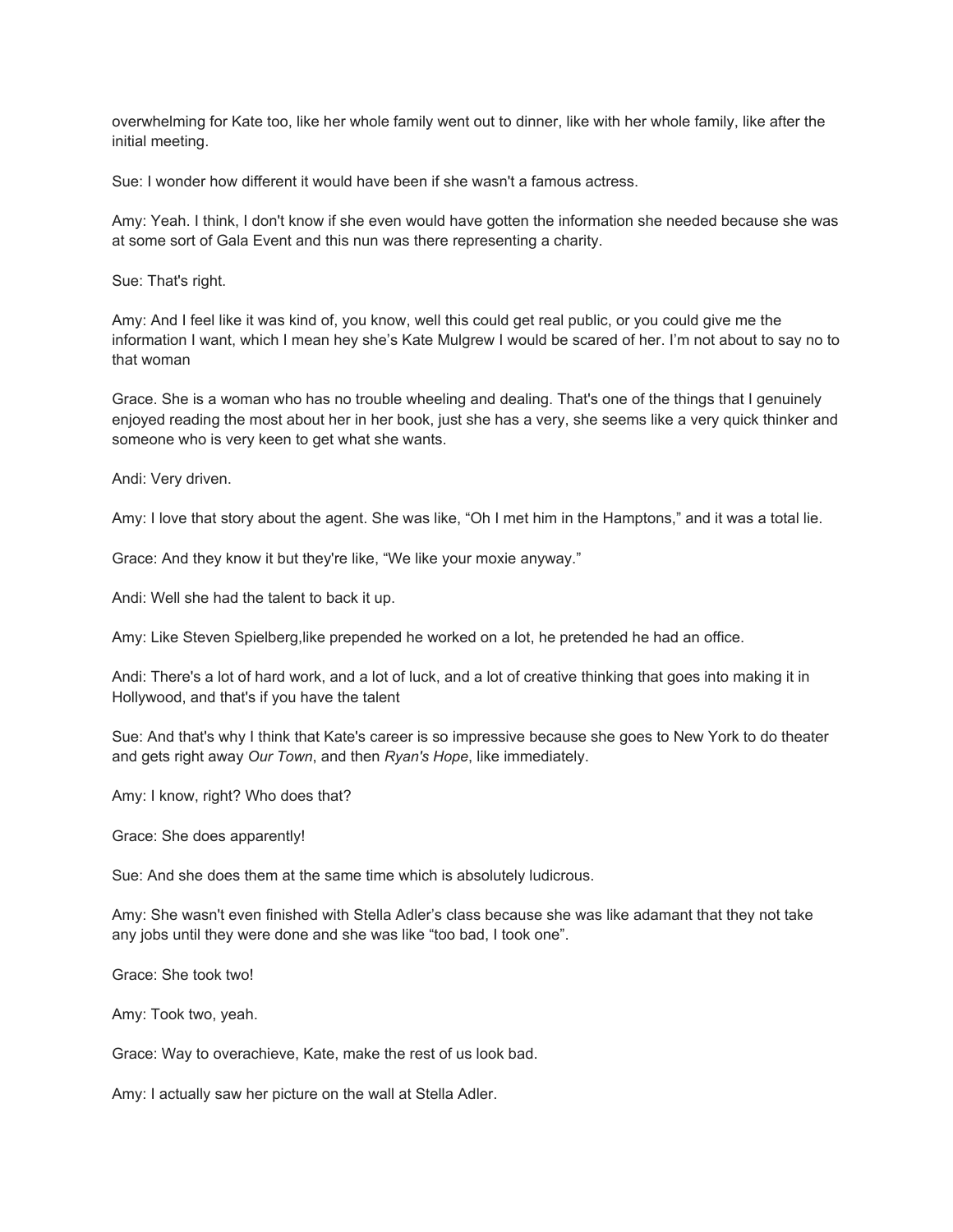overwhelming for Kate too, like her whole family went out to dinner, like with her whole family, like after the initial meeting.

Sue: I wonder how different it would have been if she wasn't a famous actress.

Amy: Yeah. I think, I don't know if she even would have gotten the information she needed because she was at some sort of Gala Event and this nun was there representing a charity.

Sue: That's right.

Amy: And I feel like it was kind of, you know, well this could get real public, or you could give me the information I want, which I mean hey she's Kate Mulgrew I would be scared of her. I'm not about to say no to that woman

Grace. She is a woman who has no trouble wheeling and dealing. That's one of the things that I genuinely enjoyed reading the most about her in her book, just she has a very, she seems like a very quick thinker and someone who is very keen to get what she wants.

Andi: Very driven.

Amy: I love that story about the agent. She was like, "Oh I met him in the Hamptons," and it was a total lie.

Grace: And they know it but they're like, "We like your moxie anyway."

Andi: Well she had the talent to back it up.

Amy: Like Steven Spielberg,like prepended he worked on a lot, he pretended he had an office.

Andi: There's a lot of hard work, and a lot of luck, and a lot of creative thinking that goes into making it in Hollywood, and that's if you have the talent

Sue: And that's why I think that Kate's career is so impressive because she goes to New York to do theater and gets right away *Our Town*, and then *Ryan's Hope*, like immediately.

Amy: I know, right? Who does that?

Grace: She does apparently!

Sue: And she does them at the same time which is absolutely ludicrous.

Amy: She wasn't even finished with Stella Adler's class because she was like adamant that they not take any jobs until they were done and she was like "too bad, I took one".

Grace: She took two!

Amy: Took two, yeah.

Grace: Way to overachieve, Kate, make the rest of us look bad.

Amy: I actually saw her picture on the wall at Stella Adler.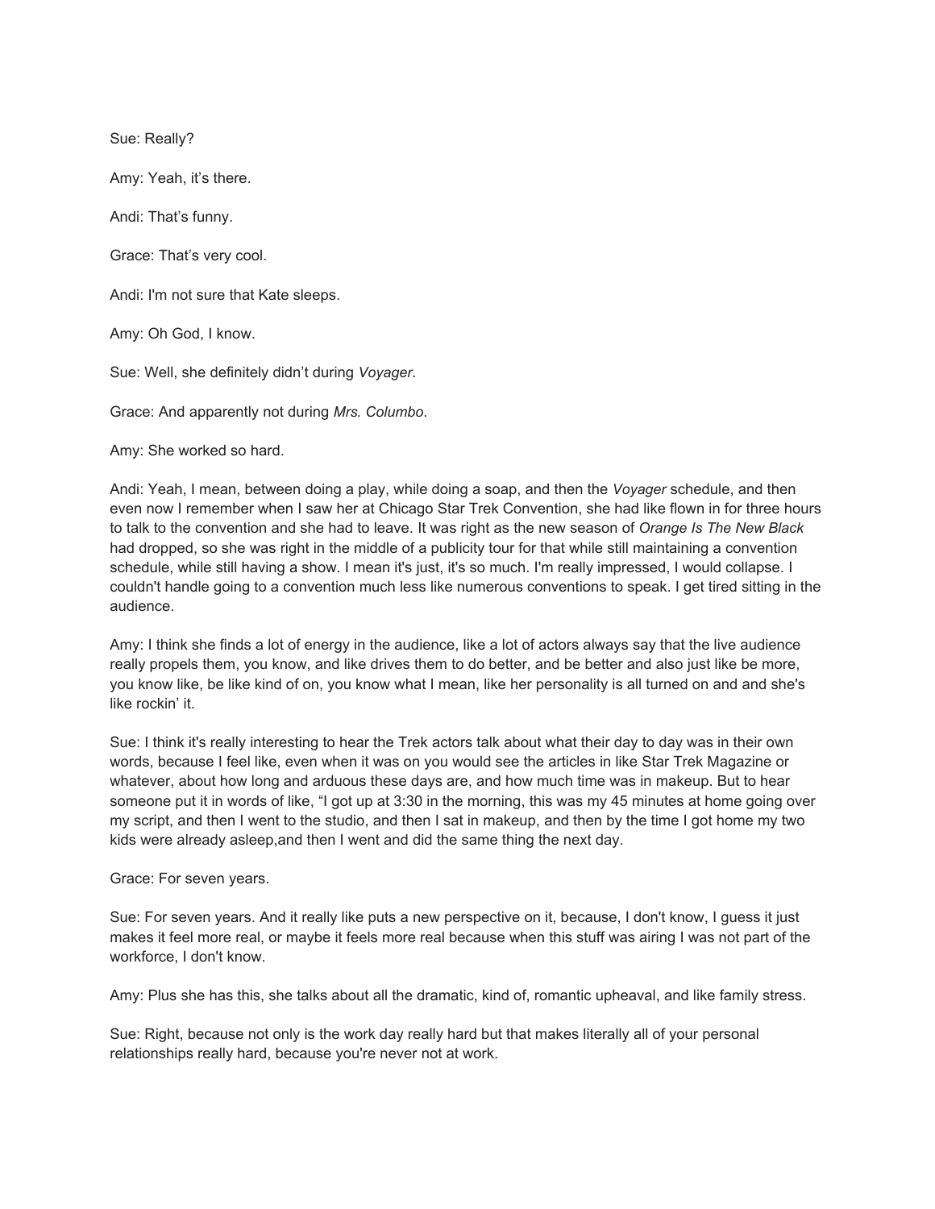Sue: Really?

Amy: Yeah, it’s there.

Andi: That’s funny.

Grace: That’s very cool.

Andi: I'm not sure that Kate sleeps.

Amy: Oh God, I know.

Sue: Well, she definitely didn’t during *Voyager*.

Grace: And apparently not during *Mrs. Columbo*.

Amy: She worked so hard.

Andi: Yeah, I mean, between doing a play, while doing a soap, and then the *Voyager* schedule, and then even now I remember when I saw her at Chicago Star Trek Convention, she had like flown in for three hours to talk to the convention and she had to leave. It was right as the new season of *Orange Is The New Black* had dropped, so she was right in the middle of a publicity tour for that while still maintaining a convention schedule, while still having a show. I mean it's just, it's so much. I'm really impressed, I would collapse. I couldn't handle going to a convention much less like numerous conventions to speak. I get tired sitting in the audience.

Amy: I think she finds a lot of energy in the audience, like a lot of actors always say that the live audience really propels them, you know, and like drives them to do better, and be better and also just like be more, you know like, be like kind of on, you know what I mean, like her personality is all turned on and and she's like rockin’ it.

Sue: I think it's really interesting to hear the Trek actors talk about what their day to day was in their own words, because I feel like, even when it was on you would see the articles in like Star Trek Magazine or whatever, about how long and arduous these days are, and how much time was in makeup. But to hear someone put it in words of like, “I got up at 3:30 in the morning, this was my 45 minutes at home going over my script, and then I went to the studio, and then I sat in makeup, and then by the time I got home my two kids were already asleep,and then I went and did the same thing the next day.

Grace: For seven years.

Sue: For seven years. And it really like puts a new perspective on it, because, I don't know, I guess it just makes it feel more real, or maybe it feels more real because when this stuff was airing I was not part of the workforce, I don't know.

Amy: Plus she has this, she talks about all the dramatic, kind of, romantic upheaval, and like family stress.

Sue: Right, because not only is the work day really hard but that makes literally all of your personal relationships really hard, because you're never not at work.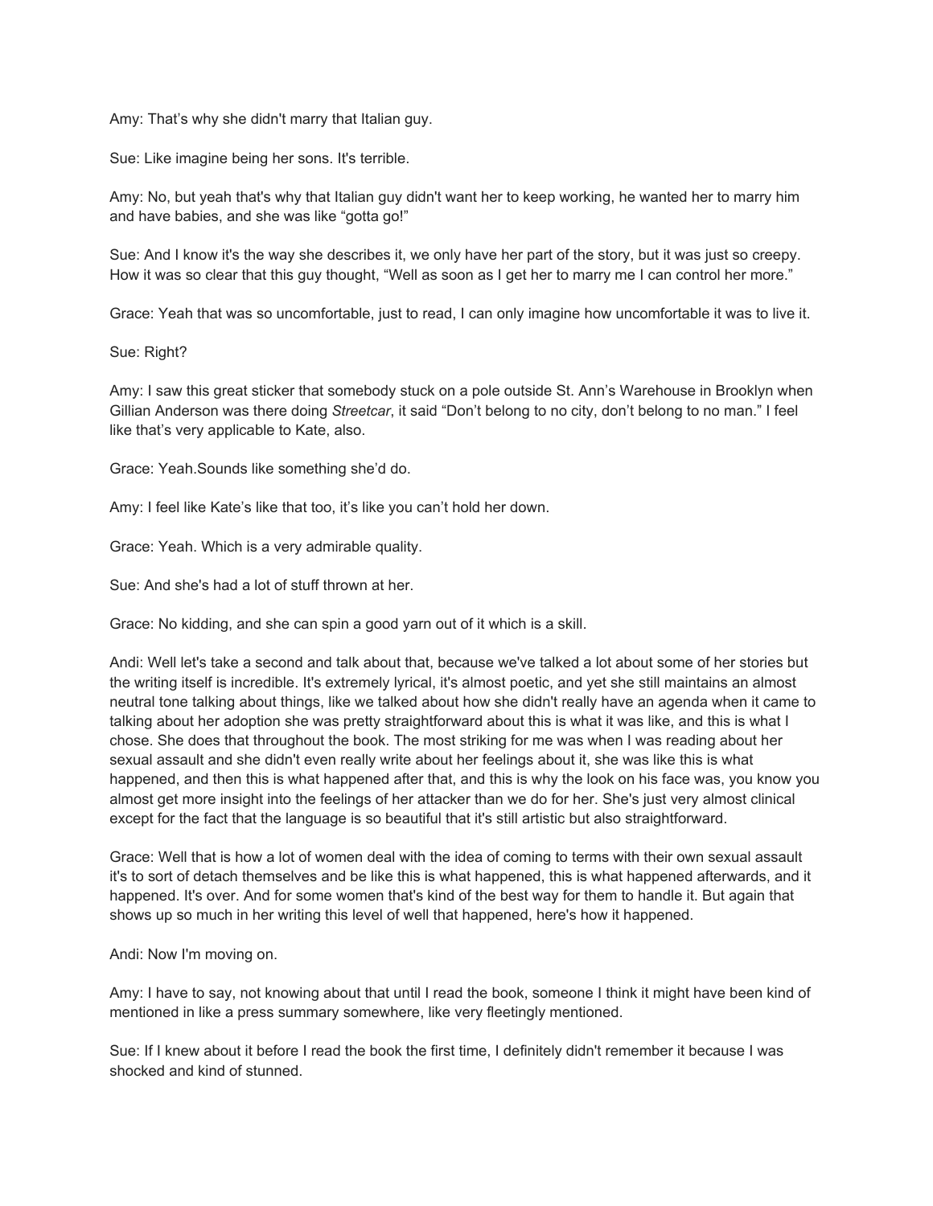Amy: That's why she didn't marry that Italian guy.

Sue: Like imagine being her sons. It's terrible.

Amy: No, but yeah that's why that Italian guy didn't want her to keep working, he wanted her to marry him and have babies, and she was like "gotta go!"

Sue: And I know it's the way she describes it, we only have her part of the story, but it was just so creepy. How it was so clear that this guy thought, "Well as soon as I get her to marry me I can control her more."

Grace: Yeah that was so uncomfortable, just to read, I can only imagine how uncomfortable it was to live it.

Sue: Right?

Amy: I saw this great sticker that somebody stuck on a pole outside St. Ann's Warehouse in Brooklyn when Gillian Anderson was there doing *Streetcar*, it said "Don't belong to no city, don't belong to no man." I feel like that's very applicable to Kate, also.

Grace: Yeah.Sounds like something she'd do.

Amy: I feel like Kate's like that too, it's like you can't hold her down.

Grace: Yeah. Which is a very admirable quality.

Sue: And she's had a lot of stuff thrown at her.

Grace: No kidding, and she can spin a good yarn out of it which is a skill.

Andi: Well let's take a second and talk about that, because we've talked a lot about some of her stories but the writing itself is incredible. It's extremely lyrical, it's almost poetic, and yet she still maintains an almost neutral tone talking about things, like we talked about how she didn't really have an agenda when it came to talking about her adoption she was pretty straightforward about this is what it was like, and this is what I chose. She does that throughout the book. The most striking for me was when I was reading about her sexual assault and she didn't even really write about her feelings about it, she was like this is what happened, and then this is what happened after that, and this is why the look on his face was, you know you almost get more insight into the feelings of her attacker than we do for her. She's just very almost clinical except for the fact that the language is so beautiful that it's still artistic but also straightforward.

Grace: Well that is how a lot of women deal with the idea of coming to terms with their own sexual assault it's to sort of detach themselves and be like this is what happened, this is what happened afterwards, and it happened. It's over. And for some women that's kind of the best way for them to handle it. But again that shows up so much in her writing this level of well that happened, here's how it happened.

Andi: Now I'm moving on.

Amy: I have to say, not knowing about that until I read the book, someone I think it might have been kind of mentioned in like a press summary somewhere, like very fleetingly mentioned.

Sue: If I knew about it before I read the book the first time, I definitely didn't remember it because I was shocked and kind of stunned.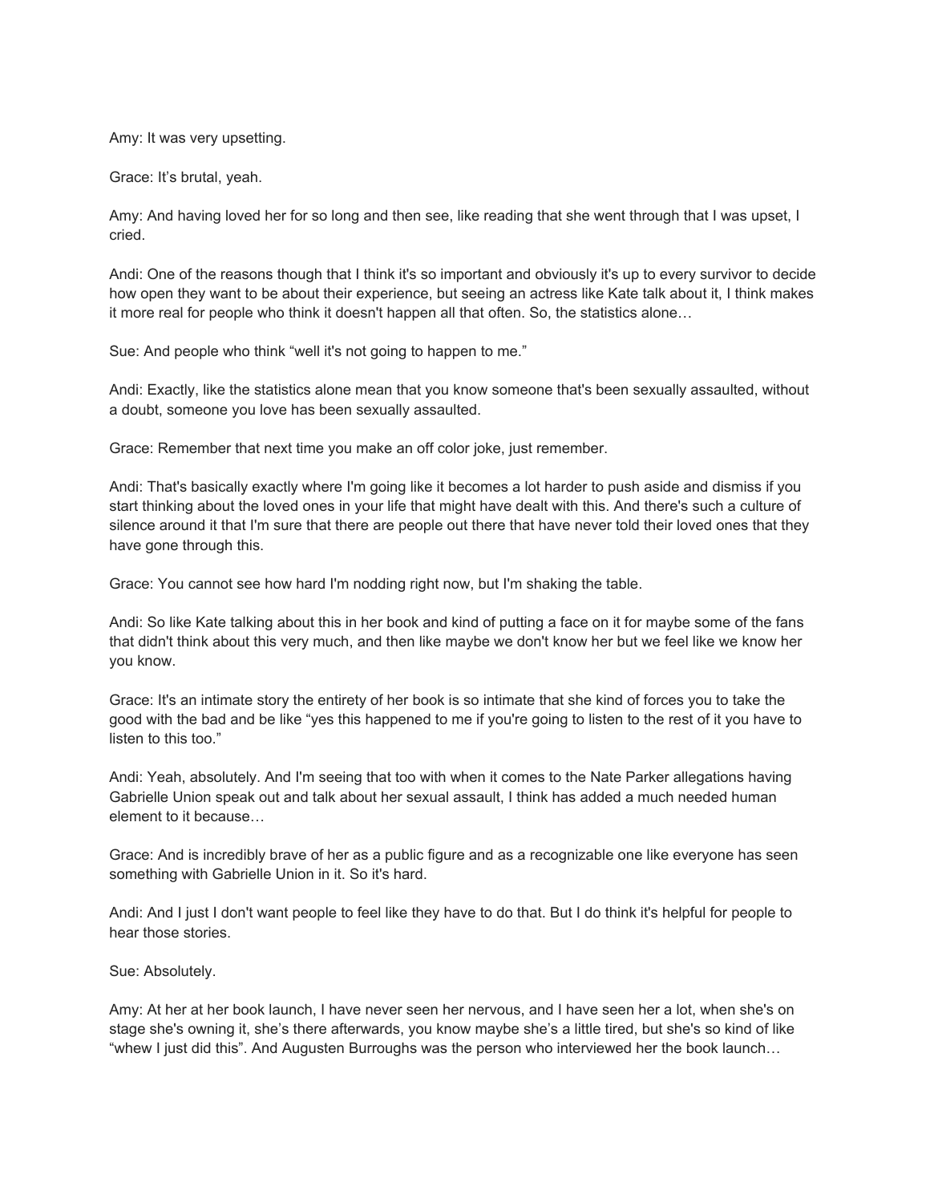Amy: It was very upsetting.

Grace: It’s brutal, yeah.

Amy: And having loved her for so long and then see, like reading that she went through that I was upset, I cried.

Andi: One of the reasons though that I think it's so important and obviously it's up to every survivor to decide how open they want to be about their experience, but seeing an actress like Kate talk about it, I think makes it more real for people who think it doesn't happen all that often. So, the statistics alone…

Sue: And people who think “well it's not going to happen to me.”

Andi: Exactly, like the statistics alone mean that you know someone that's been sexually assaulted, without a doubt, someone you love has been sexually assaulted.

Grace: Remember that next time you make an off color joke, just remember.

Andi: That's basically exactly where I'm going like it becomes a lot harder to push aside and dismiss if you start thinking about the loved ones in your life that might have dealt with this. And there's such a culture of silence around it that I'm sure that there are people out there that have never told their loved ones that they have gone through this.

Grace: You cannot see how hard I'm nodding right now, but I'm shaking the table.

Andi: So like Kate talking about this in her book and kind of putting a face on it for maybe some of the fans that didn't think about this very much, and then like maybe we don't know her but we feel like we know her you know.

Grace: It's an intimate story the entirety of her book is so intimate that she kind of forces you to take the good with the bad and be like “yes this happened to me if you're going to listen to the rest of it you have to listen to this too.”

Andi: Yeah, absolutely. And I'm seeing that too with when it comes to the Nate Parker allegations having Gabrielle Union speak out and talk about her sexual assault, I think has added a much needed human element to it because…

Grace: And is incredibly brave of her as a public figure and as a recognizable one like everyone has seen something with Gabrielle Union in it. So it's hard.

Andi: And I just I don't want people to feel like they have to do that. But I do think it's helpful for people to hear those stories.

Sue: Absolutely.

Amy: At her at her book launch, I have never seen her nervous, and I have seen her a lot, when she's on stage she's owning it, she’s there afterwards, you know maybe she’s a little tired, but she's so kind of like “whew I just did this”. And Augusten Burroughs was the person who interviewed her the book launch…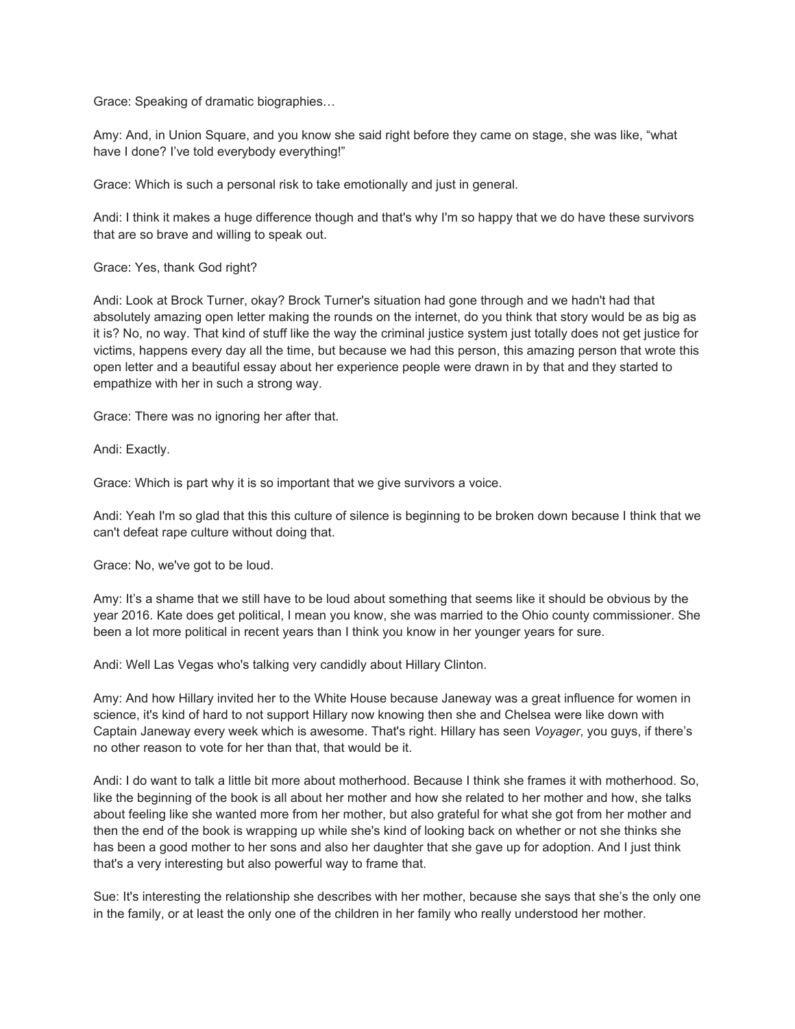Grace: Speaking of dramatic biographies…

Amy: And, in Union Square, and you know she said right before they came on stage, she was like, "what have I done? I've told everybody everything!"

Grace: Which is such a personal risk to take emotionally and just in general.

Andi: I think it makes a huge difference though and that's why I'm so happy that we do have these survivors that are so brave and willing to speak out.

Grace: Yes, thank God right?

Andi: Look at Brock Turner, okay? Brock Turner's situation had gone through and we hadn't had that absolutely amazing open letter making the rounds on the internet, do you think that story would be as big as it is? No, no way. That kind of stuff like the way the criminal justice system just totally does not get justice for victims, happens every day all the time, but because we had this person, this amazing person that wrote this open letter and a beautiful essay about her experience people were drawn in by that and they started to empathize with her in such a strong way.

Grace: There was no ignoring her after that.

Andi: Exactly.

Grace: Which is part why it is so important that we give survivors a voice.

Andi: Yeah I'm so glad that this this culture of silence is beginning to be broken down because I think that we can't defeat rape culture without doing that.

Grace: No, we've got to be loud.

Amy: It's a shame that we still have to be loud about something that seems like it should be obvious by the year 2016. Kate does get political, I mean you know, she was married to the Ohio county commissioner. She been a lot more political in recent years than I think you know in her younger years for sure.

Andi: Well Las Vegas who's talking very candidly about Hillary Clinton.

Amy: And how Hillary invited her to the White House because Janeway was a great influence for women in science, it's kind of hard to not support Hillary now knowing then she and Chelsea were like down with Captain Janeway every week which is awesome. That's right. Hillary has seen *Voyager*, you guys, if there's no other reason to vote for her than that, that would be it.

Andi: I do want to talk a little bit more about motherhood. Because I think she frames it with motherhood. So, like the beginning of the book is all about her mother and how she related to her mother and how, she talks about feeling like she wanted more from her mother, but also grateful for what she got from her mother and then the end of the book is wrapping up while she's kind of looking back on whether or not she thinks she has been a good mother to her sons and also her daughter that she gave up for adoption. And I just think that's a very interesting but also powerful way to frame that.

Sue: It's interesting the relationship she describes with her mother, because she says that she's the only one in the family, or at least the only one of the children in her family who really understood her mother.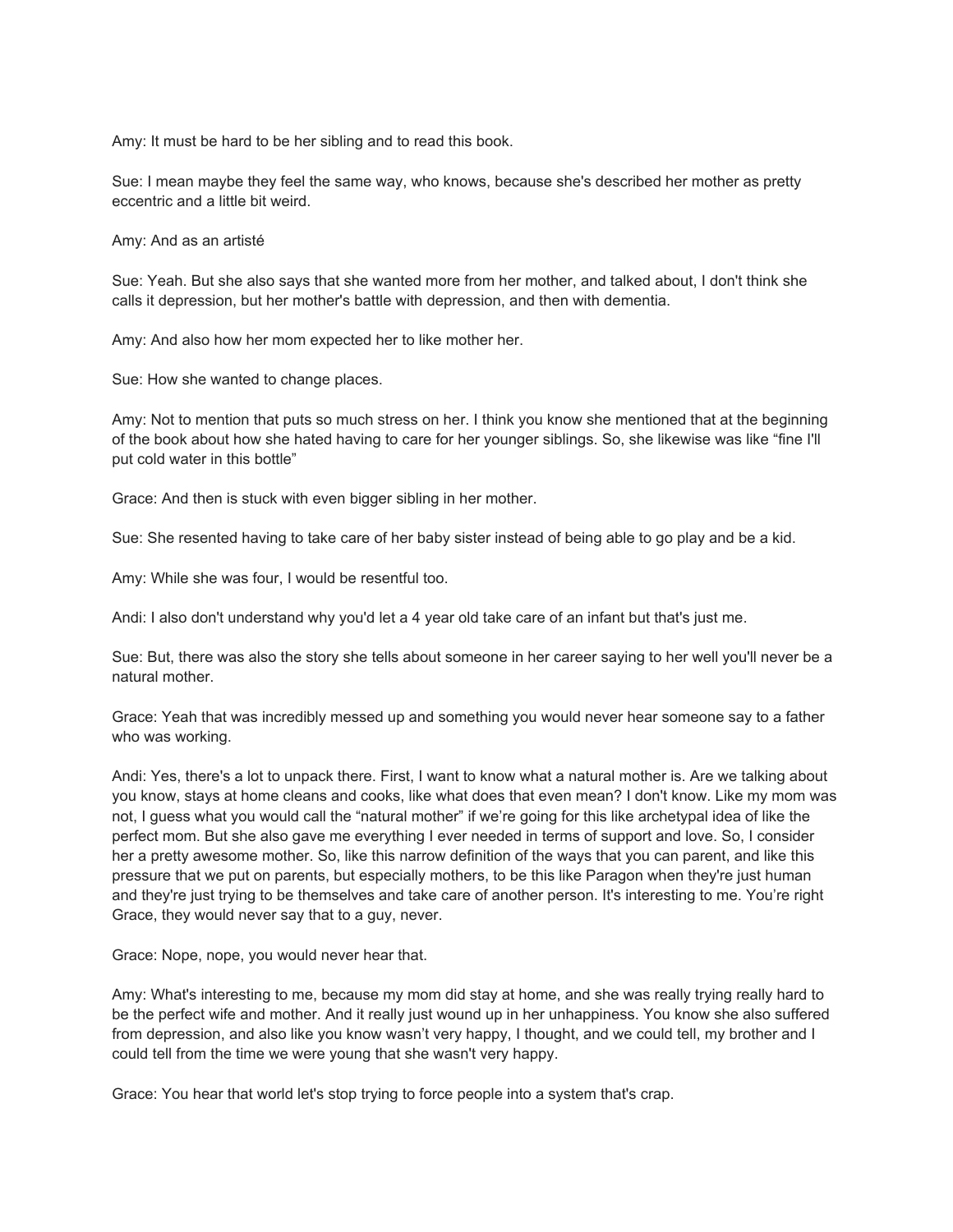Amy: It must be hard to be her sibling and to read this book.

Sue: I mean maybe they feel the same way, who knows, because she's described her mother as pretty eccentric and a little bit weird.

Amy: And as an artisté

Sue: Yeah. But she also says that she wanted more from her mother, and talked about, I don't think she calls it depression, but her mother's battle with depression, and then with dementia.

Amy: And also how her mom expected her to like mother her.

Sue: How she wanted to change places.

Amy: Not to mention that puts so much stress on her. I think you know she mentioned that at the beginning of the book about how she hated having to care for her younger siblings. So, she likewise was like "fine I'll put cold water in this bottle"

Grace: And then is stuck with even bigger sibling in her mother.

Sue: She resented having to take care of her baby sister instead of being able to go play and be a kid.

Amy: While she was four, I would be resentful too.

Andi: I also don't understand why you'd let a 4 year old take care of an infant but that's just me.

Sue: But, there was also the story she tells about someone in her career saying to her well you'll never be a natural mother.

Grace: Yeah that was incredibly messed up and something you would never hear someone say to a father who was working.

Andi: Yes, there's a lot to unpack there. First, I want to know what a natural mother is. Are we talking about you know, stays at home cleans and cooks, like what does that even mean? I don't know. Like my mom was not, I guess what you would call the "natural mother" if we're going for this like archetypal idea of like the perfect mom. But she also gave me everything I ever needed in terms of support and love. So, I consider her a pretty awesome mother. So, like this narrow definition of the ways that you can parent, and like this pressure that we put on parents, but especially mothers, to be this like Paragon when they're just human and they're just trying to be themselves and take care of another person. It's interesting to me. You're right Grace, they would never say that to a guy, never.

Grace: Nope, nope, you would never hear that.

Amy: What's interesting to me, because my mom did stay at home, and she was really trying really hard to be the perfect wife and mother. And it really just wound up in her unhappiness. You know she also suffered from depression, and also like you know wasn't very happy, I thought, and we could tell, my brother and I could tell from the time we were young that she wasn't very happy.

Grace: You hear that world let's stop trying to force people into a system that's crap.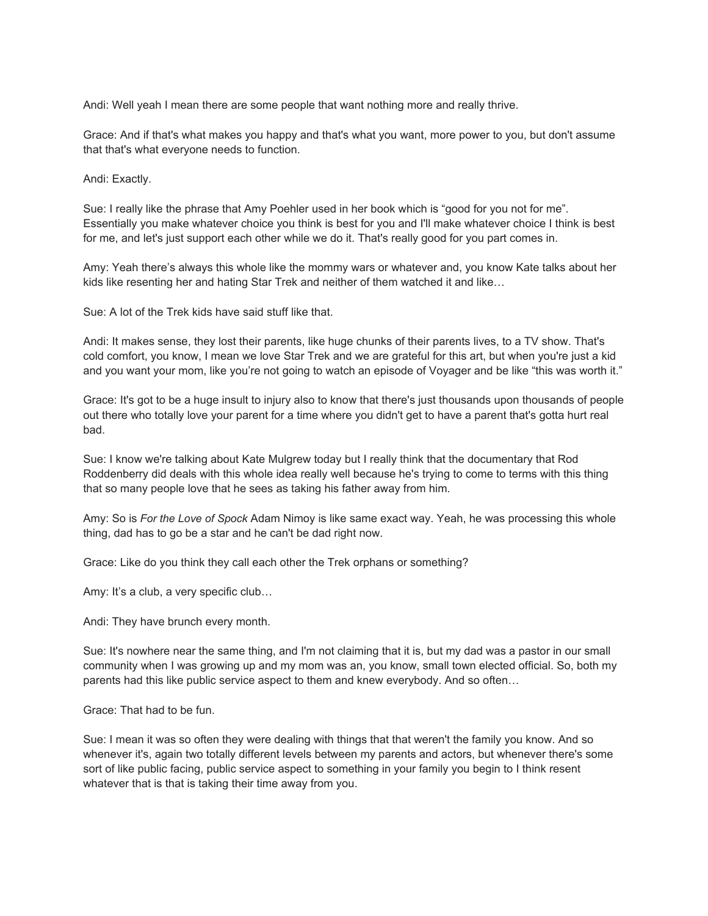Andi: Well yeah I mean there are some people that want nothing more and really thrive.

Grace: And if that's what makes you happy and that's what you want, more power to you, but don't assume that that's what everyone needs to function.

Andi: Exactly.

Sue: I really like the phrase that Amy Poehler used in her book which is "good for you not for me". Essentially you make whatever choice you think is best for you and I'll make whatever choice I think is best for me, and let's just support each other while we do it. That's really good for you part comes in.

Amy: Yeah there's always this whole like the mommy wars or whatever and, you know Kate talks about her kids like resenting her and hating Star Trek and neither of them watched it and like…

Sue: A lot of the Trek kids have said stuff like that.

Andi: It makes sense, they lost their parents, like huge chunks of their parents lives, to a TV show. That's cold comfort, you know, I mean we love Star Trek and we are grateful for this art, but when you're just a kid and you want your mom, like you're not going to watch an episode of Voyager and be like "this was worth it."

Grace: It's got to be a huge insult to injury also to know that there's just thousands upon thousands of people out there who totally love your parent for a time where you didn't get to have a parent that's gotta hurt real bad.

Sue: I know we're talking about Kate Mulgrew today but I really think that the documentary that Rod Roddenberry did deals with this whole idea really well because he's trying to come to terms with this thing that so many people love that he sees as taking his father away from him.

Amy: So is *For the Love of Spock* Adam Nimoy is like same exact way. Yeah, he was processing this whole thing, dad has to go be a star and he can't be dad right now.

Grace: Like do you think they call each other the Trek orphans or something?

Amy: It's a club, a very specific club…

Andi: They have brunch every month.

Sue: It's nowhere near the same thing, and I'm not claiming that it is, but my dad was a pastor in our small community when I was growing up and my mom was an, you know, small town elected official. So, both my parents had this like public service aspect to them and knew everybody. And so often…

Grace: That had to be fun.

Sue: I mean it was so often they were dealing with things that that weren't the family you know. And so whenever it's, again two totally different levels between my parents and actors, but whenever there's some sort of like public facing, public service aspect to something in your family you begin to I think resent whatever that is that is taking their time away from you.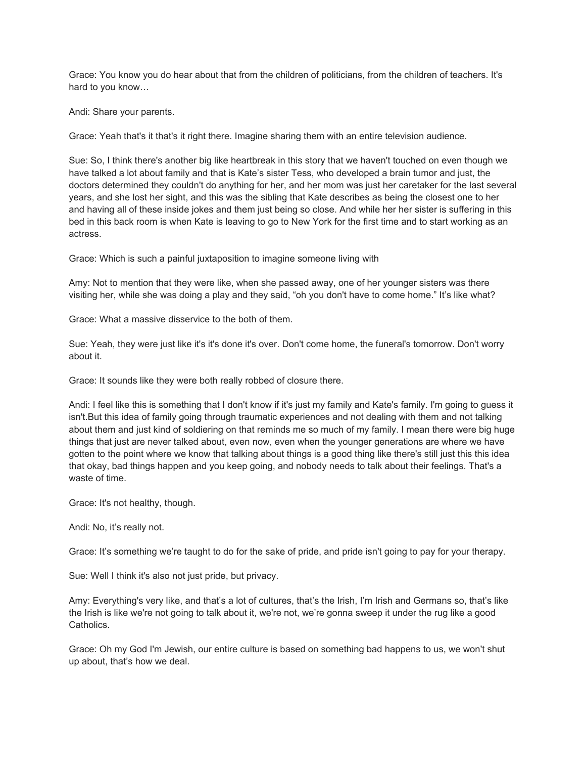Grace: You know you do hear about that from the children of politicians, from the children of teachers. It's hard to you know…

Andi: Share your parents.

Grace: Yeah that's it that's it right there. Imagine sharing them with an entire television audience.

Sue: So, I think there's another big like heartbreak in this story that we haven't touched on even though we have talked a lot about family and that is Kate's sister Tess, who developed a brain tumor and just, the doctors determined they couldn't do anything for her, and her mom was just her caretaker for the last several years, and she lost her sight, and this was the sibling that Kate describes as being the closest one to her and having all of these inside jokes and them just being so close. And while her her sister is suffering in this bed in this back room is when Kate is leaving to go to New York for the first time and to start working as an actress.

Grace: Which is such a painful juxtaposition to imagine someone living with

Amy: Not to mention that they were like, when she passed away, one of her younger sisters was there visiting her, while she was doing a play and they said, "oh you don't have to come home." It's like what?

Grace: What a massive disservice to the both of them.

Sue: Yeah, they were just like it's it's done it's over. Don't come home, the funeral's tomorrow. Don't worry about it.

Grace: It sounds like they were both really robbed of closure there.

Andi: I feel like this is something that I don't know if it's just my family and Kate's family. I'm going to guess it isn't.But this idea of family going through traumatic experiences and not dealing with them and not talking about them and just kind of soldiering on that reminds me so much of my family. I mean there were big huge things that just are never talked about, even now, even when the younger generations are where we have gotten to the point where we know that talking about things is a good thing like there's still just this this idea that okay, bad things happen and you keep going, and nobody needs to talk about their feelings. That's a waste of time.

Grace: It's not healthy, though.

Andi: No, it's really not.

Grace: It's something we're taught to do for the sake of pride, and pride isn't going to pay for your therapy.

Sue: Well I think it's also not just pride, but privacy.

Amy: Everything's very like, and that's a lot of cultures, that's the Irish, I'm Irish and Germans so, that's like the Irish is like we're not going to talk about it, we're not, we're gonna sweep it under the rug like a good Catholics.

Grace: Oh my God I'm Jewish, our entire culture is based on something bad happens to us, we won't shut up about, that's how we deal.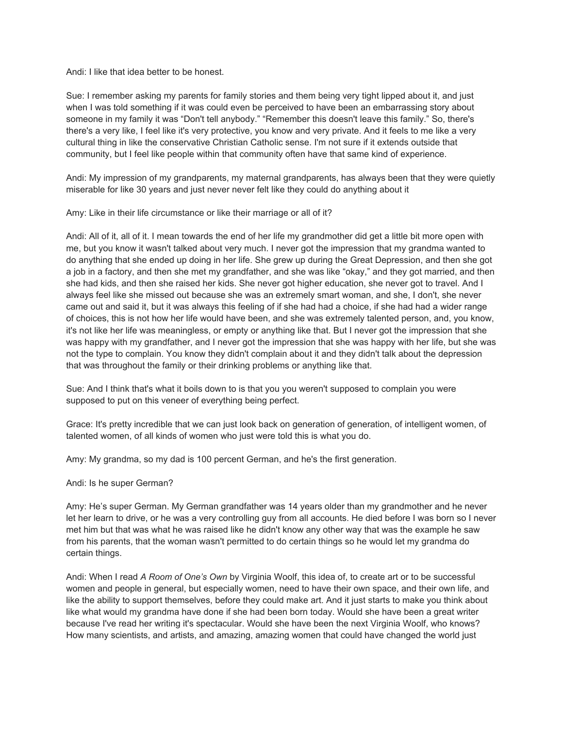Andi: I like that idea better to be honest.

Sue: I remember asking my parents for family stories and them being very tight lipped about it, and just when I was told something if it was could even be perceived to have been an embarrassing story about someone in my family it was “Don't tell anybody.” “Remember this doesn't leave this family.” So, there's there's a very like, I feel like it's very protective, you know and very private. And it feels to me like a very cultural thing in like the conservative Christian Catholic sense. I'm not sure if it extends outside that community, but I feel like people within that community often have that same kind of experience.

Andi: My impression of my grandparents, my maternal grandparents, has always been that they were quietly miserable for like 30 years and just never never felt like they could do anything about it

Amy: Like in their life circumstance or like their marriage or all of it?

Andi: All of it, all of it. I mean towards the end of her life my grandmother did get a little bit more open with me, but you know it wasn't talked about very much. I never got the impression that my grandma wanted to do anything that she ended up doing in her life. She grew up during the Great Depression, and then she got a job in a factory, and then she met my grandfather, and she was like “okay,” and they got married, and then she had kids, and then she raised her kids. She never got higher education, she never got to travel. And I always feel like she missed out because she was an extremely smart woman, and she, I don't, she never came out and said it, but it was always this feeling of if she had had a choice, if she had had a wider range of choices, this is not how her life would have been, and she was extremely talented person, and, you know, it's not like her life was meaningless, or empty or anything like that. But I never got the impression that she was happy with my grandfather, and I never got the impression that she was happy with her life, but she was not the type to complain. You know they didn't complain about it and they didn't talk about the depression that was throughout the family or their drinking problems or anything like that.

Sue: And I think that's what it boils down to is that you you weren't supposed to complain you were supposed to put on this veneer of everything being perfect.

Grace: It's pretty incredible that we can just look back on generation of generation, of intelligent women, of talented women, of all kinds of women who just were told this is what you do.

Amy: My grandma, so my dad is 100 percent German, and he's the first generation.

Andi: Is he super German?

Amy: He’s super German. My German grandfather was 14 years older than my grandmother and he never let her learn to drive, or he was a very controlling guy from all accounts. He died before I was born so I never met him but that was what he was raised like he didn't know any other way that was the example he saw from his parents, that the woman wasn't permitted to do certain things so he would let my grandma do certain things.

Andi: When I read *A Room of One’s Own* by Virginia Woolf, this idea of, to create art or to be successful women and people in general, but especially women, need to have their own space, and their own life, and like the ability to support themselves, before they could make art. And it just starts to make you think about like what would my grandma have done if she had been born today. Would she have been a great writer because I've read her writing it's spectacular. Would she have been the next Virginia Woolf, who knows? How many scientists, and artists, and amazing, amazing women that could have changed the world just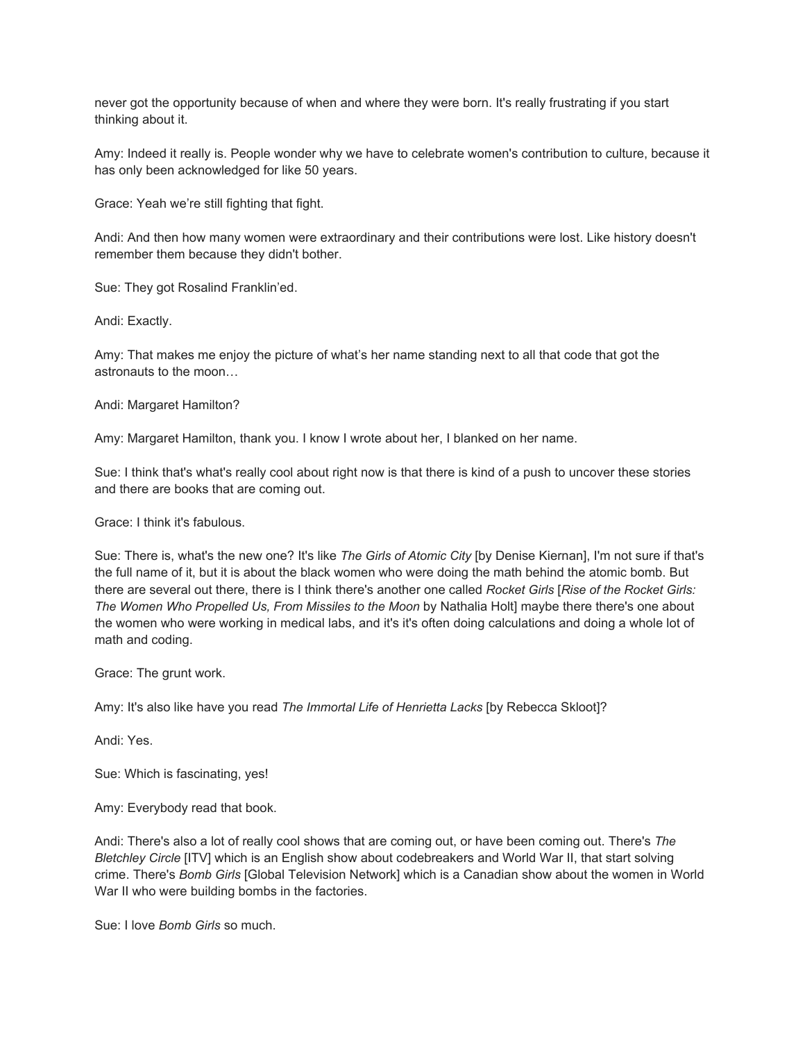never got the opportunity because of when and where they were born. It's really frustrating if you start thinking about it.

Amy: Indeed it really is. People wonder why we have to celebrate women's contribution to culture, because it has only been acknowledged for like 50 years.

Grace: Yeah we're still fighting that fight.

Andi: And then how many women were extraordinary and their contributions were lost. Like history doesn't remember them because they didn't bother.

Sue: They got Rosalind Franklin'ed.

Andi: Exactly.

Amy: That makes me enjoy the picture of what's her name standing next to all that code that got the astronauts to the moon…

Andi: Margaret Hamilton?

Amy: Margaret Hamilton, thank you. I know I wrote about her, I blanked on her name.

Sue: I think that's what's really cool about right now is that there is kind of a push to uncover these stories and there are books that are coming out.

Grace: I think it's fabulous.

Sue: There is, what's the new one? It's like *The Girls of Atomic City* [by Denise Kiernan], I'm not sure if that's the full name of it, but it is about the black women who were doing the math behind the atomic bomb. But there are several out there, there is I think there's another one called *Rocket Girls* [*Rise of the Rocket Girls: The Women Who Propelled Us, From Missiles to the Moon* by Nathalia Holt] maybe there there's one about the women who were working in medical labs, and it's it's often doing calculations and doing a whole lot of math and coding.

Grace: The grunt work.

Amy: It's also like have you read *The Immortal Life of Henrietta Lacks* [by Rebecca Skloot]?

Andi: Yes.

Sue: Which is fascinating, yes!

Amy: Everybody read that book.

Andi: There's also a lot of really cool shows that are coming out, or have been coming out. There's *The Bletchley Circle* [ITV] which is an English show about codebreakers and World War II, that start solving crime. There's *Bomb Girls* [Global Television Network] which is a Canadian show about the women in World War II who were building bombs in the factories.

Sue: I love *Bomb Girls* so much.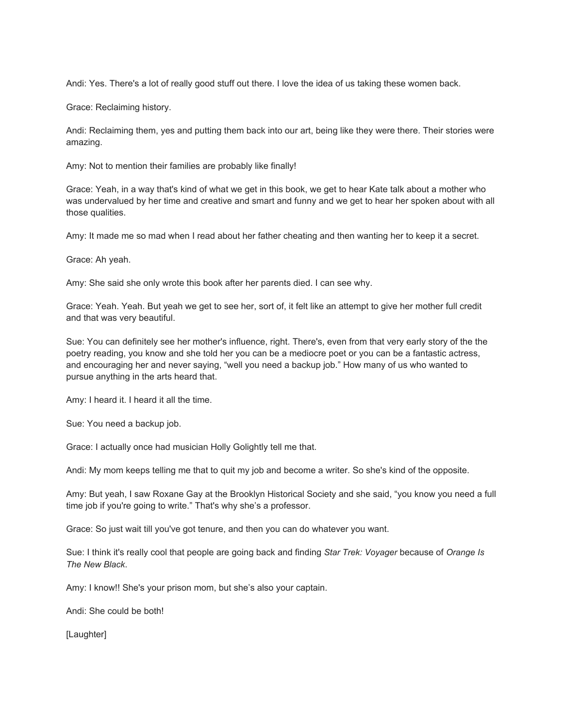Andi: Yes. There's a lot of really good stuff out there. I love the idea of us taking these women back.

Grace: Reclaiming history.

Andi: Reclaiming them, yes and putting them back into our art, being like they were there. Their stories were amazing.

Amy: Not to mention their families are probably like finally!

Grace: Yeah, in a way that's kind of what we get in this book, we get to hear Kate talk about a mother who was undervalued by her time and creative and smart and funny and we get to hear her spoken about with all those qualities.

Amy: It made me so mad when I read about her father cheating and then wanting her to keep it a secret.

Grace: Ah yeah.

Amy: She said she only wrote this book after her parents died. I can see why.

Grace: Yeah. Yeah. But yeah we get to see her, sort of, it felt like an attempt to give her mother full credit and that was very beautiful.

Sue: You can definitely see her mother's influence, right. There's, even from that very early story of the the poetry reading, you know and she told her you can be a mediocre poet or you can be a fantastic actress, and encouraging her and never saying, "well you need a backup job." How many of us who wanted to pursue anything in the arts heard that.

Amy: I heard it. I heard it all the time.

Sue: You need a backup job.

Grace: I actually once had musician Holly Golightly tell me that.

Andi: My mom keeps telling me that to quit my job and become a writer. So she's kind of the opposite.

Amy: But yeah, I saw Roxane Gay at the Brooklyn Historical Society and she said, "you know you need a full time job if you're going to write." That's why she's a professor.

Grace: So just wait till you've got tenure, and then you can do whatever you want.

Sue: I think it's really cool that people are going back and finding *Star Trek: Voyager* because of *Orange Is The New Black*.

Amy: I know!! She's your prison mom, but she's also your captain.

Andi: She could be both!

[Laughter]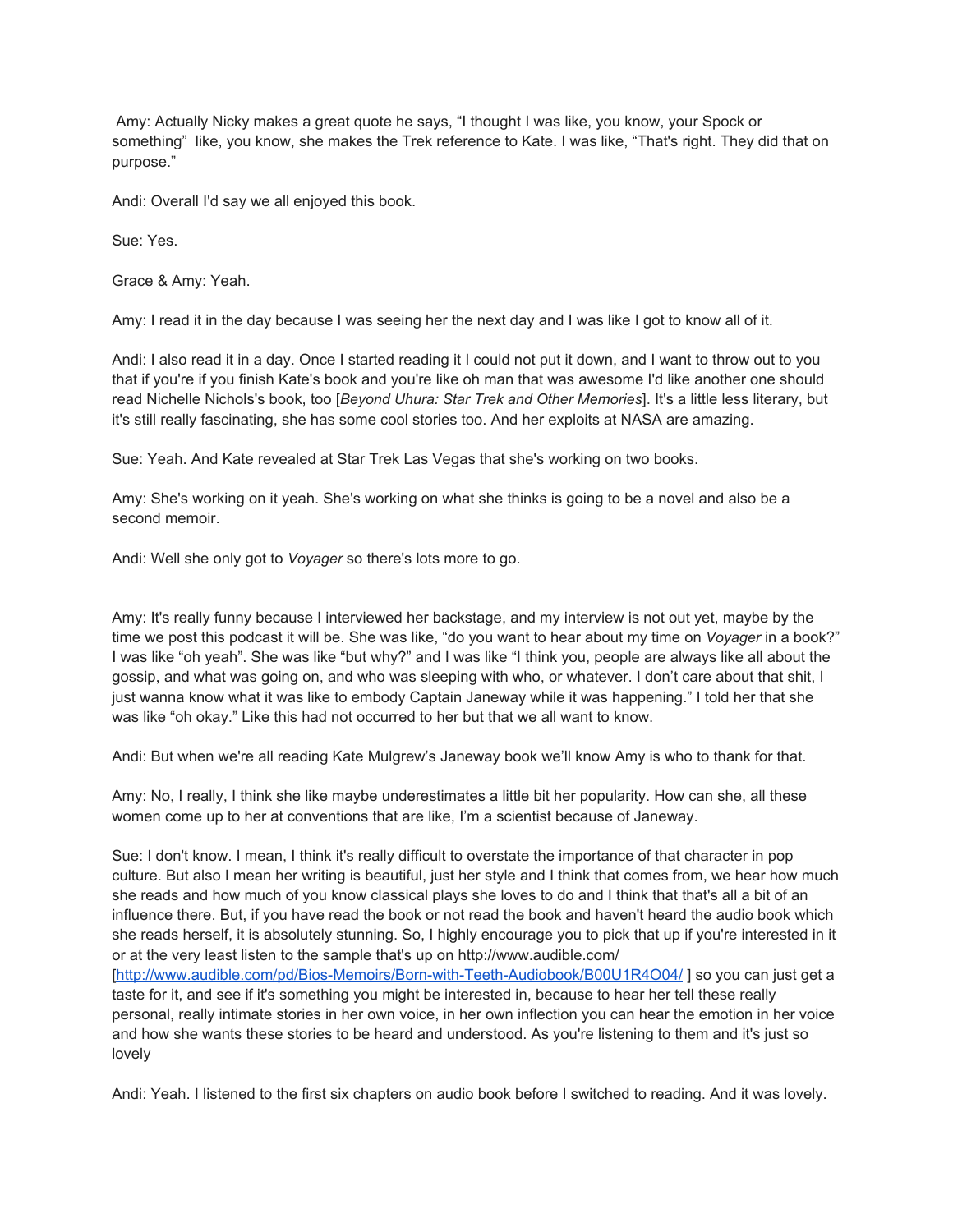Amy: Actually Nicky makes a great quote he says, “I thought I was like, you know, your Spock or something” like, you know, she makes the Trek reference to Kate. I was like, “That's right. They did that on purpose.”

Andi: Overall I'd say we all enjoyed this book.

Sue: Yes.

Grace & Amy: Yeah.

Amy: I read it in the day because I was seeing her the next day and I was like I got to know all of it.

Andi: I also read it in a day. Once I started reading it I could not put it down, and I want to throw out to you that if you're if you finish Kate's book and you're like oh man that was awesome I'd like another one should read Nichelle Nichols's book, too [*Beyond Uhura: Star Trek and Other Memories*]. It's a little less literary, but it's still really fascinating, she has some cool stories too. And her exploits at NASA are amazing.

Sue: Yeah. And Kate revealed at Star Trek Las Vegas that she's working on two books.

Amy: She's working on it yeah. She's working on what she thinks is going to be a novel and also be a second memoir.

Andi: Well she only got to *Voyager* so there's lots more to go.

Amy: It's really funny because I interviewed her backstage, and my interview is not out yet, maybe by the time we post this podcast it will be. She was like, “do you want to hear about my time on *Voyager* in a book?” I was like “oh yeah”. She was like “but why?” and I was like “I think you, people are always like all about the gossip, and what was going on, and who was sleeping with who, or whatever. I don’t care about that shit, I just wanna know what it was like to embody Captain Janeway while it was happening.” I told her that she was like “oh okay.” Like this had not occurred to her but that we all want to know.

Andi: But when we're all reading Kate Mulgrew’s Janeway book we’ll know Amy is who to thank for that.

Amy: No, I really, I think she like maybe underestimates a little bit her popularity. How can she, all these women come up to her at conventions that are like, I’m a scientist because of Janeway.

Sue: I don't know. I mean, I think it's really difficult to overstate the importance of that character in pop culture. But also I mean her writing is beautiful, just her style and I think that comes from, we hear how much she reads and how much of you know classical plays she loves to do and I think that that's all a bit of an influence there. But, if you have read the book or not read the book and haven't heard the audio book which she reads herself, it is absolutely stunning. So, I highly encourage you to pick that up if you're interested in it or at the very least listen to the sample that's up on http://www.audible.com/ [http://www.audible.com/pd/Bios-Memoirs/Born-with-Teeth-Audiobook/B00U1R4O04/ ] so you can just get a taste for it, and see if it's something you might be interested in, because to hear her tell these really personal, really intimate stories in her own voice, in her own inflection you can hear the emotion in her voice and how she wants these stories to be heard and understood. As you're listening to them and it's just so lovely

Andi: Yeah. I listened to the first six chapters on audio book before I switched to reading. And it was lovely.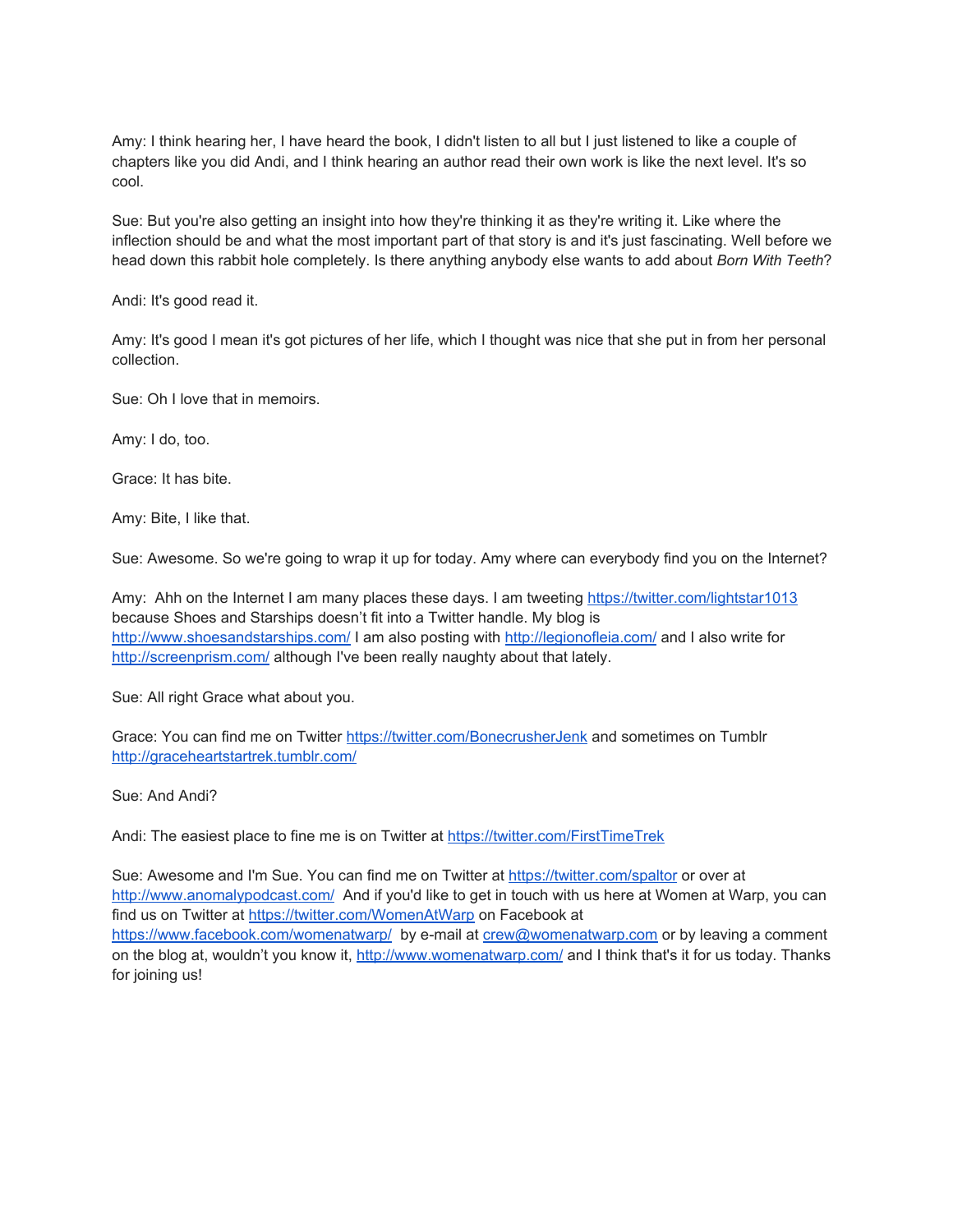Amy: I think hearing her, I have heard the book, I didn't listen to all but I just listened to like a couple of chapters like you did Andi, and I think hearing an author read their own work is like the next level. It's so cool.

Sue: But you're also getting an insight into how they're thinking it as they're writing it. Like where the inflection should be and what the most important part of that story is and it's just fascinating. Well before we head down this rabbit hole completely. Is there anything anybody else wants to add about *Born With Teeth*?

Andi: It's good read it.

Amy: It's good I mean it's got pictures of her life, which I thought was nice that she put in from her personal collection.

Sue: Oh I love that in memoirs.

Amy: I do, too.

Grace: It has bite.

Amy: Bite, I like that.

Sue: Awesome. So we're going to wrap it up for today. Amy where can everybody find you on the Internet?

Amy: Ahh on the Internet I am many places these days. I am tweeting https://twitter.com/lightstar1013 because Shoes and Starships doesn't fit into a Twitter handle. My blog is http://www.shoesandstarships.com/ I am also posting with http://legionofleia.com/ and I also write for http://screenprism.com/ although I've been really naughty about that lately.

Sue: All right Grace what about you.

Grace: You can find me on Twitter https://twitter.com/BonecrusherJenk and sometimes on Tumblr http://graceheartstartrek.tumblr.com/

Sue: And Andi?

Andi: The easiest place to fine me is on Twitter at https://twitter.com/FirstTimeTrek

Sue: Awesome and I'm Sue. You can find me on Twitter at https://twitter.com/spaltor or over at http://www.anomalypodcast.com/ And if you'd like to get in touch with us here at Women at Warp, you can find us on Twitter at https://twitter.com/WomenAtWarp on Facebook at https://www.facebook.com/womenatwarp/ by e-mail at crew@womenatwarp.com or by leaving a comment on the blog at, wouldn't you know it, http://www.womenatwarp.com/ and I think that's it for us today. Thanks for joining us!